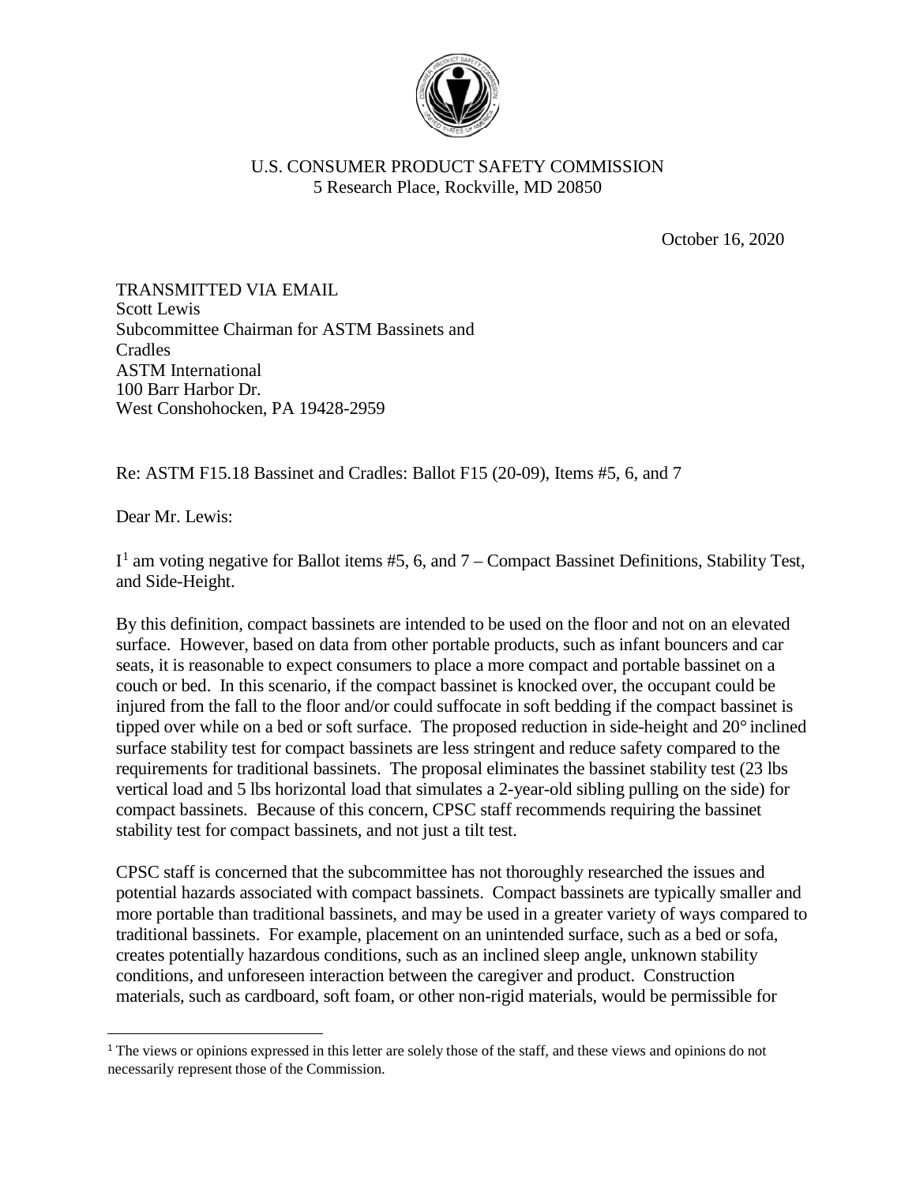U.S. CONSUMER PRODUCT SAFETY COMMISSION
5 Research Place, Rockville, MD 20850

October 16, 2020

TRANSMITTED VIA EMAIL
Scott Lewis
Subcommittee Chairman for ASTM Bassinets and Cradles
ASTM International
100 Barr Harbor Dr.
West Conshohocken, PA 19428-2959

Re: ASTM F15.18 Bassinet and Cradles: Ballot F15 (20-09), Items #5, 6, and 7

Dear Mr. Lewis:

I[1] am voting negative for Ballot items #5, 6, and 7 – Compact Bassinet Definitions, Stability Test, and Side-Height.

By this definition, compact bassinets are intended to be used on the floor and not on an elevated surface. However, based on data from other portable products, such as infant bouncers and car seats, it is reasonable to expect consumers to place a more compact and portable bassinet on a couch or bed. In this scenario, if the compact bassinet is knocked over, the occupant could be injured from the fall to the floor and/or could suffocate in soft bedding if the compact bassinet is tipped over while on a bed or soft surface. The proposed reduction in side-height and 20° inclined surface stability test for compact bassinets are less stringent and reduce safety compared to the requirements for traditional bassinets. The proposal eliminates the bassinet stability test (23 lbs vertical load and 5 lbs horizontal load that simulates a 2-year-old sibling pulling on the side) for compact bassinets. Because of this concern, CPSC staff recommends requiring the bassinet stability test for compact bassinets, and not just a tilt test.

CPSC staff is concerned that the subcommittee has not thoroughly researched the issues and potential hazards associated with compact bassinets. Compact bassinets are typically smaller and more portable than traditional bassinets, and may be used in a greater variety of ways compared to traditional bassinets. For example, placement on an unintended surface, such as a bed or sofa, creates potentially hazardous conditions, such as an inclined sleep angle, unknown stability conditions, and unforeseen interaction between the caregiver and product. Construction materials, such as cardboard, soft foam, or other non-rigid materials, would be permissible for

[1] The views or opinions expressed in this letter are solely those of the staff, and these views and opinions do not necessarily represent those of the Commission.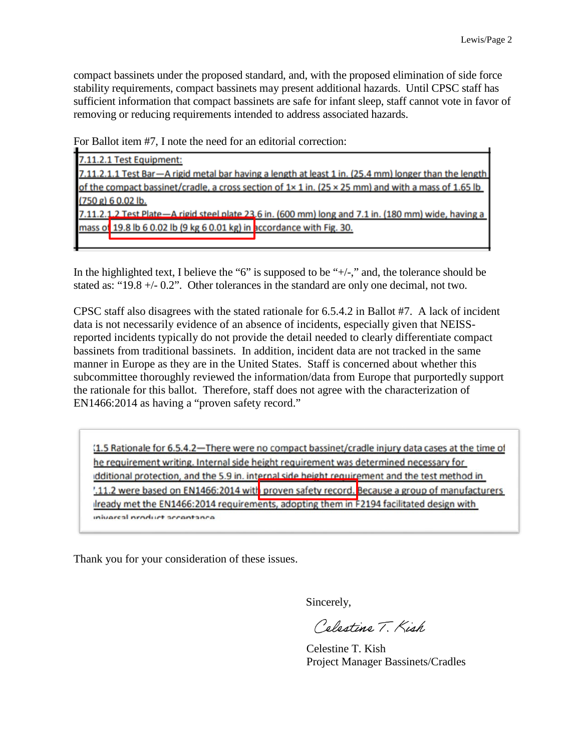compact bassinets under the proposed standard, and, with the proposed elimination of side force stability requirements, compact bassinets may present additional hazards. Until CPSC staff has sufficient information that compact bassinets are safe for infant sleep, staff cannot vote in favor of removing or reducing requirements intended to address associated hazards.

For Ballot item #7, I note the need for an editorial correction:

> 7.11.2.1 Test Equipment:
> 7.11.2.1.1 Test Bar—A rigid metal bar having a length at least 1 in. (25.4 mm) longer than the length of the compact bassinet/cradle, a cross section of 1× 1 in. (25 × 25 mm) and with a mass of 1.65 lb (750 g) 6 0.02 lb.
> 7.11.2.1.2 Test Plate—A rigid steel plate 23.6 in. (600 mm) long and 7.1 in. (180 mm) wide, having a mass of 19.8 lb 6 0.02 lb (9 kg 6 0.01 kg) in accordance with Fig. 30.

In the highlighted text, I believe the "6" is supposed to be "+/-," and, the tolerance should be stated as: "19.8 +/- 0.2". Other tolerances in the standard are only one decimal, not two.

CPSC staff also disagrees with the stated rationale for 6.5.4.2 in Ballot #7. A lack of incident data is not necessarily evidence of an absence of incidents, especially given that NEISS-reported incidents typically do not provide the detail needed to clearly differentiate compact bassinets from traditional bassinets. In addition, incident data are not tracked in the same manner in Europe as they are in the United States. Staff is concerned about whether this subcommittee thoroughly reviewed the information/data from Europe that purportedly support the rationale for this ballot. Therefore, staff does not agree with the characterization of EN1466:2014 as having a "proven safety record."

> X1.5 Rationale for 6.5.4.2—There were no compact bassinet/cradle injury data cases at the time of the requirement writing. Internal side height requirement was determined necessary for additional protection, and the 5.9 in. internal side height requirement and the test method in 7.11.2 were based on EN1466:2014 with proven safety record. Because a group of manufacturers already met the EN1466:2014 requirements, adopting them in F2194 facilitated design with universal product acceptance.

Thank you for your consideration of these issues.

Sincerely,

Celestine T. Kish

Celestine T. Kish
Project Manager Bassinets/Cradles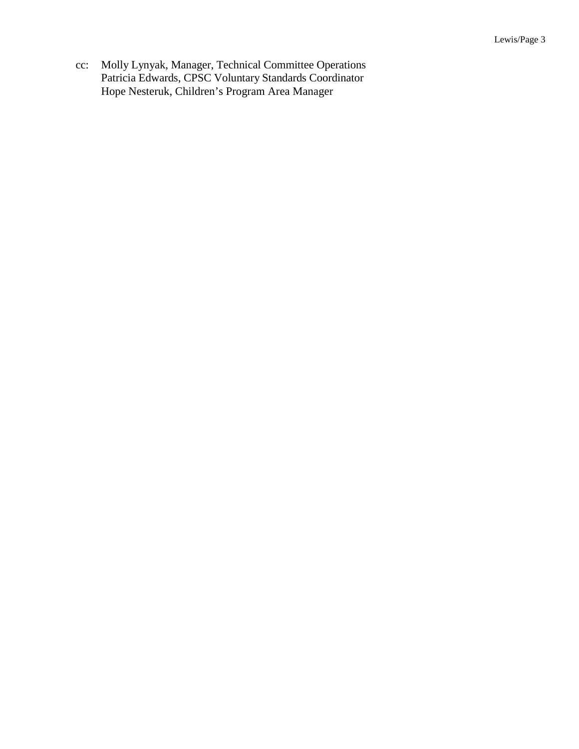cc: Molly Lynyak, Manager, Technical Committee Operations
Patricia Edwards, CPSC Voluntary Standards Coordinator
Hope Nesteruk, Children's Program Area Manager